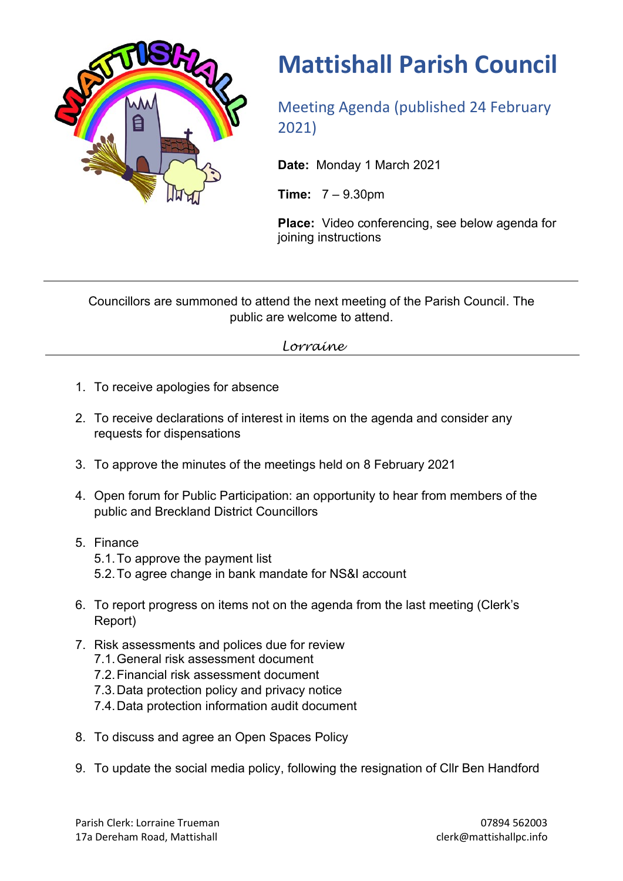# Mattishall Parish Council

## Meeting Agenda (published 24 February 2021)

**Date:** Monday 1 March 2021

**Time:** 7 – 9.30pm

**Place:** Video conferencing, see below agenda for joining instructions

---

Councillors are summoned to attend the next meeting of the Parish Council. The public are welcome to attend.

*Lorraine*

---

1. To receive apologies for absence
2. To receive declarations of interest in items on the agenda and consider any requests for dispensations
3. To approve the minutes of the meetings held on 8 February 2021
4. Open forum for Public Participation: an opportunity to hear from members of the public and Breckland District Councillors
5. Finance
   5.1. To approve the payment list
   5.2. To agree change in bank mandate for NS&I account
6. To report progress on items not on the agenda from the last meeting (Clerk's Report)
7. Risk assessments and polices due for review
   7.1. General risk assessment document
   7.2. Financial risk assessment document
   7.3. Data protection policy and privacy notice
   7.4. Data protection information audit document
8. To discuss and agree an Open Spaces Policy
9. To update the social media policy, following the resignation of Cllr Ben Handford

Parish Clerk: Lorraine Trueman
17a Dereham Road, Mattishall

07894 562003
clerk@mattishallpc.info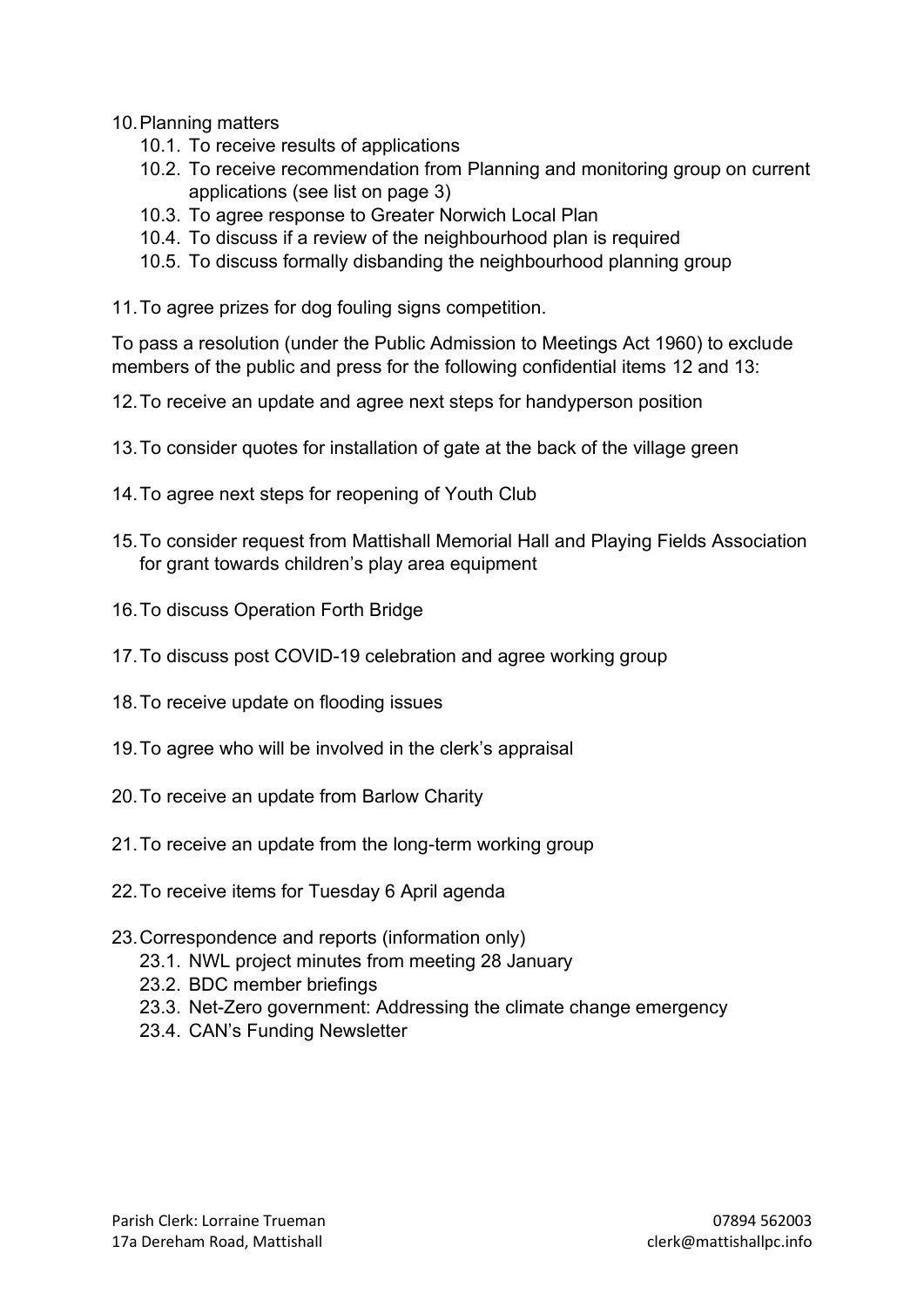10. Planning matters
    10.1. To receive results of applications
    10.2. To receive recommendation from Planning and monitoring group on current applications (see list on page 3)
    10.3. To agree response to Greater Norwich Local Plan
    10.4. To discuss if a review of the neighbourhood plan is required
    10.5. To discuss formally disbanding the neighbourhood planning group

11. To agree prizes for dog fouling signs competition.

To pass a resolution (under the Public Admission to Meetings Act 1960) to exclude members of the public and press for the following confidential items 12 and 13:

12. To receive an update and agree next steps for handyperson position

13. To consider quotes for installation of gate at the back of the village green

14. To agree next steps for reopening of Youth Club

15. To consider request from Mattishall Memorial Hall and Playing Fields Association for grant towards children's play area equipment

16. To discuss Operation Forth Bridge

17. To discuss post COVID-19 celebration and agree working group

18. To receive update on flooding issues

19. To agree who will be involved in the clerk's appraisal

20. To receive an update from Barlow Charity

21. To receive an update from the long-term working group

22. To receive items for Tuesday 6 April agenda

23. Correspondence and reports (information only)
    23.1. NWL project minutes from meeting 28 January
    23.2. BDC member briefings
    23.3. Net-Zero government: Addressing the climate change emergency
    23.4. CAN's Funding Newsletter

Parish Clerk: Lorraine Trueman
17a Dereham Road, Mattishall

07894 562003
clerk@mattishallpc.info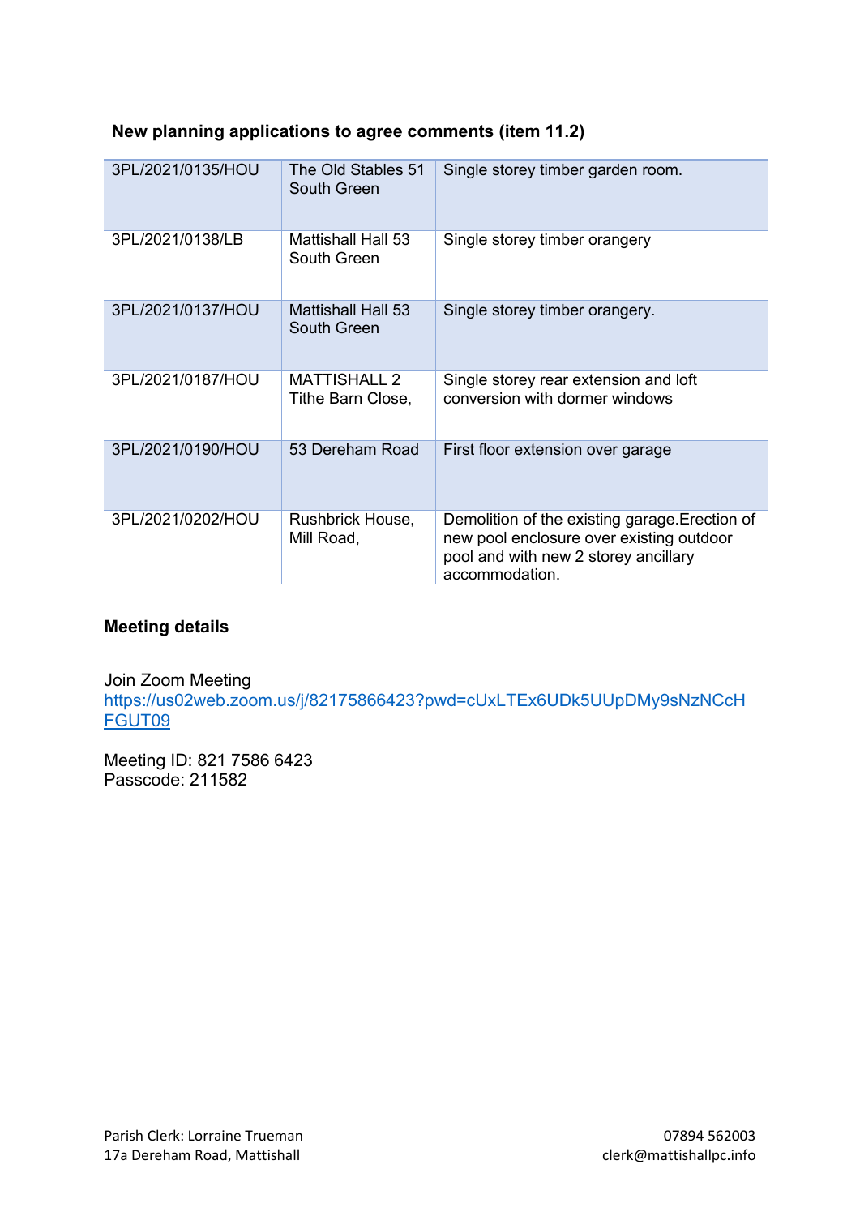### New planning applications to agree comments (item 11.2)

| | | |
|---|---|---|
| 3PL/2021/0135/HOU | The Old Stables 51 South Green | Single storey timber garden room. |
| 3PL/2021/0138/LB | Mattishall Hall 53 South Green | Single storey timber orangery |
| 3PL/2021/0137/HOU | Mattishall Hall 53 South Green | Single storey timber orangery. |
| 3PL/2021/0187/HOU | MATTISHALL 2 Tithe Barn Close, | Single storey rear extension and loft conversion with dormer windows |
| 3PL/2021/0190/HOU | 53 Dereham Road | First floor extension over garage |
| 3PL/2021/0202/HOU | Rushbrick House, Mill Road, | Demolition of the existing garage.Erection of new pool enclosure over existing outdoor pool and with new 2 storey ancillary accommodation. |

### Meeting details

Join Zoom Meeting
https://us02web.zoom.us/j/82175866423?pwd=cUxLTEx6UDk5UUpDMy9sNzNCcHFGUT09

Meeting ID: 821 7586 6423
Passcode: 211582

Parish Clerk: Lorraine Trueman
17a Dereham Road, Mattishall

07894 562003
clerk@mattishallpc.info